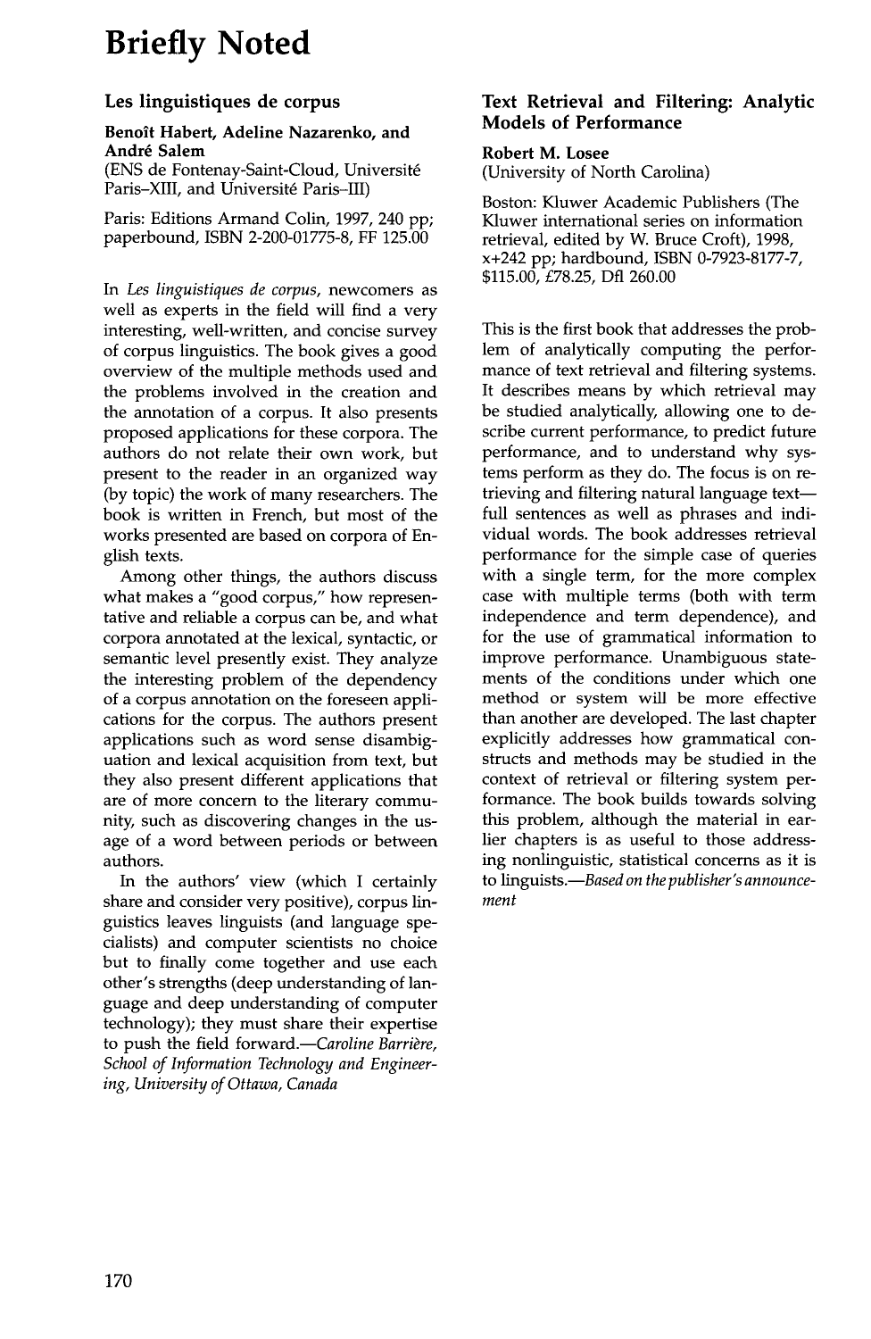# Briefly Noted

## Les linguistiques de corpus

**Benoît Habert, Adeline Nazarenko, and André Salem**
(ENS de Fontenay-Saint-Cloud, Université Paris–XIII, and Université Paris–III)

Paris: Editions Armand Colin, 1997, 240 pp; paperbound, ISBN 2-200-01775-8, FF 125.00

In *Les linguistiques de corpus*, newcomers as well as experts in the field will find a very interesting, well-written, and concise survey of corpus linguistics. The book gives a good overview of the multiple methods used and the problems involved in the creation and the annotation of a corpus. It also presents proposed applications for these corpora. The authors do not relate their own work, but present to the reader in an organized way (by topic) the work of many researchers. The book is written in French, but most of the works presented are based on corpora of English texts.

Among other things, the authors discuss what makes a "good corpus," how representative and reliable a corpus can be, and what corpora annotated at the lexical, syntactic, or semantic level presently exist. They analyze the interesting problem of the dependency of a corpus annotation on the foreseen applications for the corpus. The authors present applications such as word sense disambiguation and lexical acquisition from text, but they also present different applications that are of more concern to the literary community, such as discovering changes in the usage of a word between periods or between authors.

In the authors' view (which I certainly share and consider very positive), corpus linguistics leaves linguists (and language specialists) and computer scientists no choice but to finally come together and use each other's strengths (deep understanding of language and deep understanding of computer technology); they must share their expertise to push the field forward.—*Caroline Barrière, School of Information Technology and Engineering, University of Ottawa, Canada*

## Text Retrieval and Filtering: Analytic Models of Performance

**Robert M. Losee**
(University of North Carolina)

Boston: Kluwer Academic Publishers (The Kluwer international series on information retrieval, edited by W. Bruce Croft), 1998, x+242 pp; hardbound, ISBN 0-7923-8177-7, $115.00, £78.25, Dfl 260.00

This is the first book that addresses the problem of analytically computing the performance of text retrieval and filtering systems. It describes means by which retrieval may be studied analytically, allowing one to describe current performance, to predict future performance, and to understand why systems perform as they do. The focus is on retrieving and filtering natural language text—full sentences as well as phrases and individual words. The book addresses retrieval performance for the simple case of queries with a single term, for the more complex case with multiple terms (both with term independence and term dependence), and for the use of grammatical information to improve performance. Unambiguous statements of the conditions under which one method or system will be more effective than another are developed. The last chapter explicitly addresses how grammatical constructs and methods may be studied in the context of retrieval or filtering system performance. The book builds towards solving this problem, although the material in earlier chapters is as useful to those addressing nonlinguistic, statistical concerns as it is to linguists.—*Based on the publisher's announcement*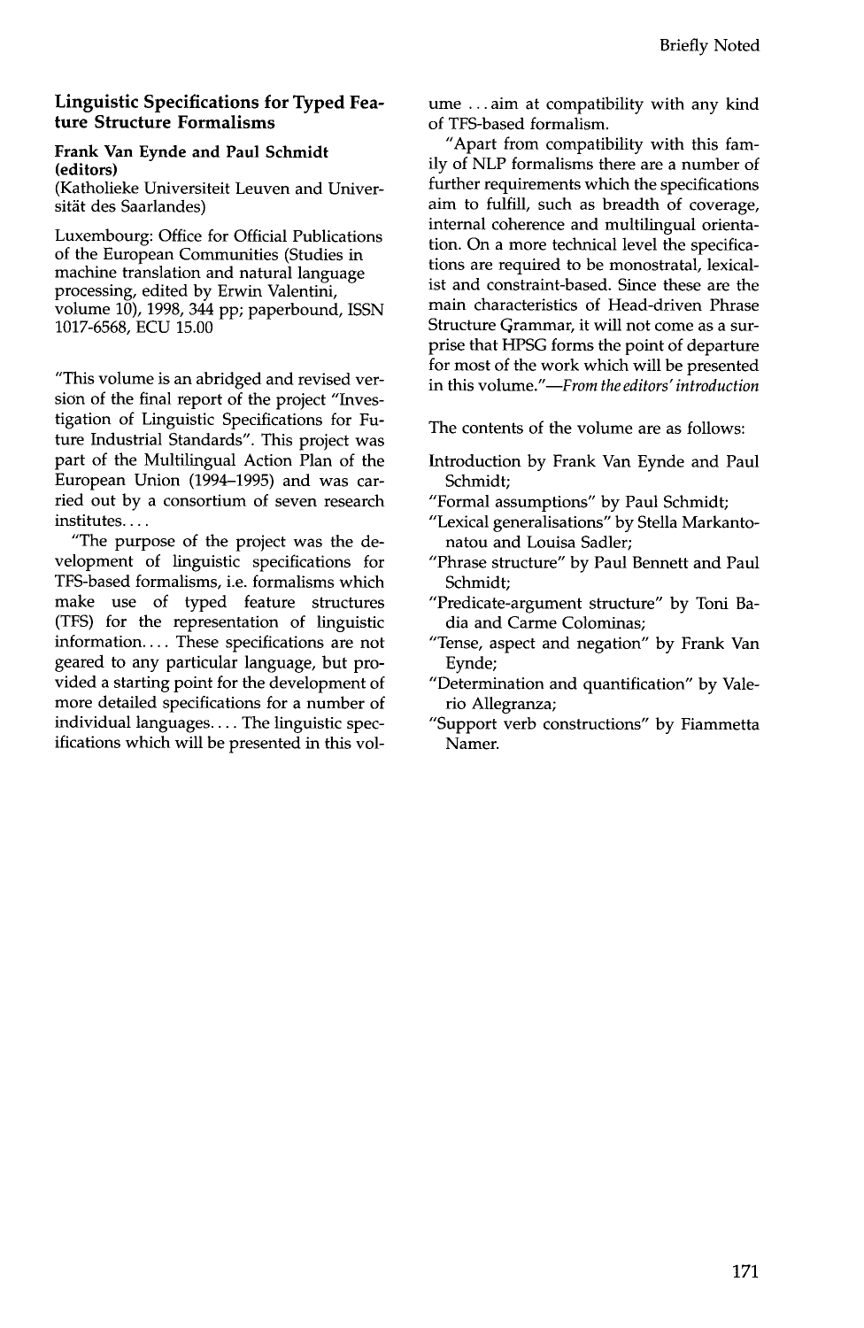## Linguistic Specifications for Typed Feature Structure Formalisms

**Frank Van Eynde and Paul Schmidt (editors)**
(Katholieke Universiteit Leuven and Universität des Saarlandes)

Luxembourg: Office for Official Publications of the European Communities (Studies in machine translation and natural language processing, edited by Erwin Valentini, volume 10), 1998, 344 pp; paperbound, ISSN 1017-6568, ECU 15.00

"This volume is an abridged and revised version of the final report of the project "Investigation of Linguistic Specifications for Future Industrial Standards". This project was part of the Multilingual Action Plan of the European Union (1994–1995) and was carried out by a consortium of seven research institutes. . . .

"The purpose of the project was the development of linguistic specifications for TFS-based formalisms, i.e. formalisms which make use of typed feature structures (TFS) for the representation of linguistic information. . . . These specifications are not geared to any particular language, but provided a starting point for the development of more detailed specifications for a number of individual languages. . . . The linguistic specifications which will be presented in this volume . . . aim at compatibility with any kind of TFS-based formalism.

"Apart from compatibility with this family of NLP formalisms there are a number of further requirements which the specifications aim to fulfill, such as breadth of coverage, internal coherence and multilingual orientation. On a more technical level the specifications are required to be monostratal, lexicalist and constraint-based. Since these are the main characteristics of Head-driven Phrase Structure Grammar, it will not come as a surprise that HPSG forms the point of departure for most of the work which will be presented in this volume."—*From the editors' introduction*

The contents of the volume are as follows:

- Introduction by Frank Van Eynde and Paul Schmidt;
- "Formal assumptions" by Paul Schmidt;
- "Lexical generalisations" by Stella Markantonatou and Louisa Sadler;
- "Phrase structure" by Paul Bennett and Paul Schmidt;
- "Predicate-argument structure" by Toni Badia and Carme Colominas;
- "Tense, aspect and negation" by Frank Van Eynde;
- "Determination and quantification" by Valerio Allegranza;
- "Support verb constructions" by Fiammetta Namer.